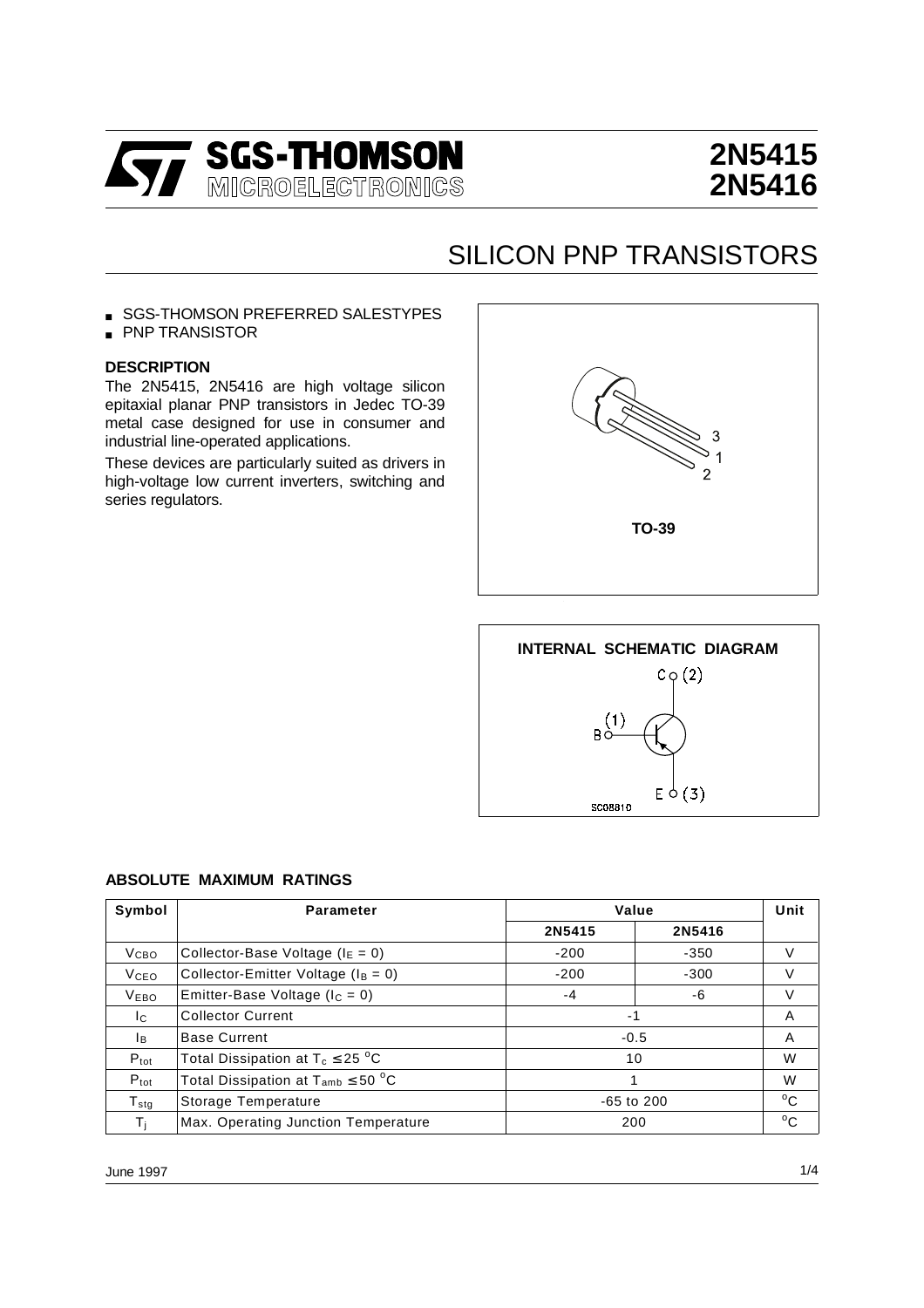# 2N5415
# 2N5416

## SILICON PNP TRANSISTORS

- SGS-THOMSON PREFERRED SALESTYPES
- PNP TRANSISTOR

### DESCRIPTION

The 2N5415, 2N5416 are high voltage silicon epitaxial planar PNP transistors in Jedec TO-39 metal case designed for use in consumer and industrial line-operated applications.

These devices are particularly suited as drivers in high-voltage low current inverters, switching and series regulators.

TO-39

INTERNAL SCHEMATIC DIAGRAM

### ABSOLUTE MAXIMUM RATINGS

| Symbol | Parameter | Value | | Unit |
|---|---|---|---|---|
| | | 2N5415 | 2N5416 | |
| $V_{CBO}$ | Collector-Base Voltage ($I_E = 0$) | -200 | -350 | V |
| $V_{CEO}$ | Collector-Emitter Voltage ($I_B = 0$) | -200 | -300 | V |
| $V_{EBO}$ | Emitter-Base Voltage ($I_C = 0$) | -4 | -6 | V |
| $I_C$ | Collector Current | -1 | | A |
| $I_B$ | Base Current | -0.5 | | A |
| $P_{tot}$ | Total Dissipation at $T_c \leq 25$ °C | 10 | | W |
| $P_{tot}$ | Total Dissipation at $T_{amb} \leq 50$ °C | 1 | | W |
| $T_{stg}$ | Storage Temperature | -65 to 200 | | °C |
| $T_j$ | Max. Operating Junction Temperature | 200 | | °C |

June 1997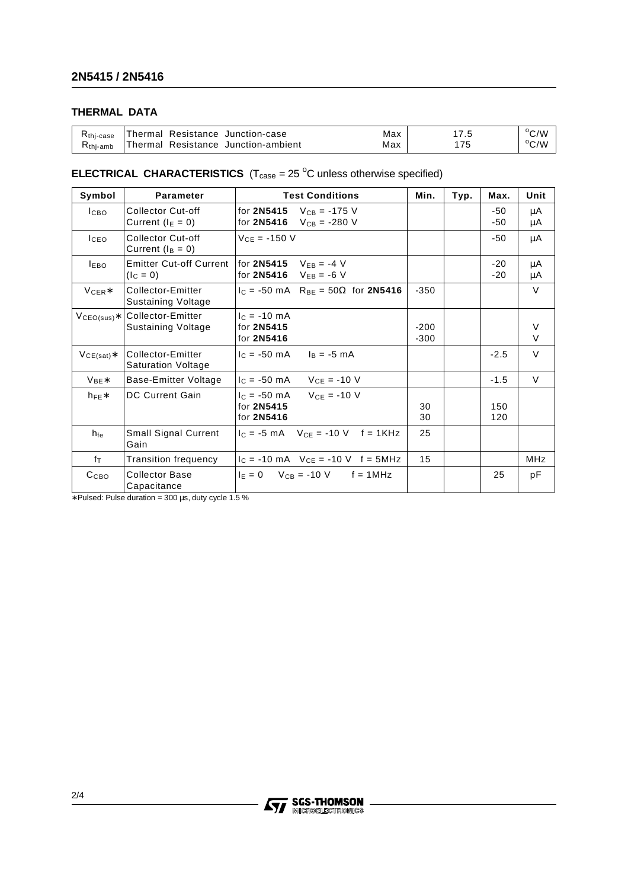## THERMAL DATA

| | | | | |
|---|---|---|---|---|
| $R_{thj-case}$ | Thermal Resistance Junction-case | Max | 17.5 | $^oC/W$ |
| $R_{thj-amb}$ | Thermal Resistance Junction-ambient | Max | 175 | $^oC/W$ |

## ELECTRICAL CHARACTERISTICS ($T_{case}$ = 25 $^oC$ unless otherwise specified)

| Symbol | Parameter | Test Conditions | Min. | Typ. | Max. | Unit |
|---|---|---|---|---|---|---|
| $I_{CBO}$ | Collector Cut-off Current ($I_E$ = 0) | for **2N5415** $V_{CB}$ = -175 V<br>for **2N5416** $V_{CB}$ = -280 V | | | -50<br>-50 | μA<br>μA |
| $I_{CEO}$ | Collector Cut-off Current ($I_B$ = 0) | $V_{CE}$ = -150 V | | | -50 | μA |
| $I_{EBO}$ | Emitter Cut-off Current ($I_C$ = 0) | for **2N5415** $V_{EB}$ = -4 V<br>for **2N5416** $V_{EB}$ = -6 V | | | -20<br>-20 | μA<br>μA |
| $V_{CER}$∗ | Collector-Emitter Sustaining Voltage | $I_C$ = -50 mA $R_{BE}$ = 50Ω for **2N5416** | -350 | | | V |
| $V_{CEO(sus)}$∗ | Collector-Emitter Sustaining Voltage | $I_C$ = -10 mA<br>for **2N5415**<br>for **2N5416** | <br>-200<br>-300 | | | <br>V<br>V |
| $V_{CE(sat)}$∗ | Collector-Emitter Saturation Voltage | $I_C$ = -50 mA $I_B$ = -5 mA | | | -2.5 | V |
| $V_{BE}$∗ | Base-Emitter Voltage | $I_C$ = -50 mA $V_{CE}$ = -10 V | | | -1.5 | V |
| $h_{FE}$∗ | DC Current Gain | $I_C$ = -50 mA $V_{CE}$ = -10 V<br>for **2N5415**<br>for **2N5416** | <br>30<br>30 | | <br>150<br>120 | |
| $h_{fe}$ | Small Signal Current Gain | $I_C$ = -5 mA $V_{CE}$ = -10 V f = 1KHz | 25 | | | |
| $f_T$ | Transition frequency | $I_C$ = -10 mA $V_{CE}$ = -10 V f = 5MHz | 15 | | | MHz |
| $C_{CBO}$ | Collector Base Capacitance | $I_E$ = 0 $V_{CB}$ = -10 V f = 1MHz | | | 25 | pF |

∗Pulsed: Pulse duration = 300 μs, duty cycle 1.5 %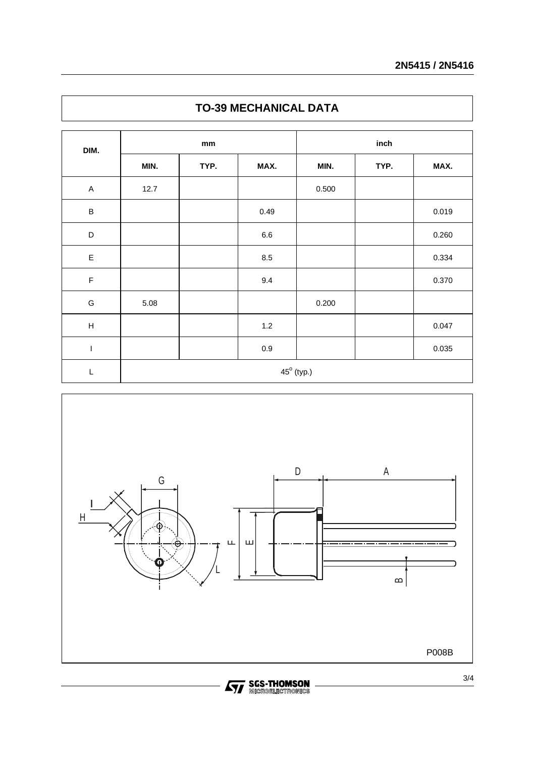## TO-39 MECHANICAL DATA

| DIM. | mm | | | inch | | |
|---|---|---|---|---|---|---|
| | MIN. | TYP. | MAX. | MIN. | TYP. | MAX. |
| A | 12.7 | | | 0.500 | | |
| B | | | 0.49 | | | 0.019 |
| D | | | 6.6 | | | 0.260 |
| E | | | 8.5 | | | 0.334 |
| F | | | 9.4 | | | 0.370 |
| G | 5.08 | | | 0.200 | | |
| H | | | 1.2 | | | 0.047 |
| I | | | 0.9 | | | 0.035 |
| L | $45^o$ (typ.) | | | | | |

P008B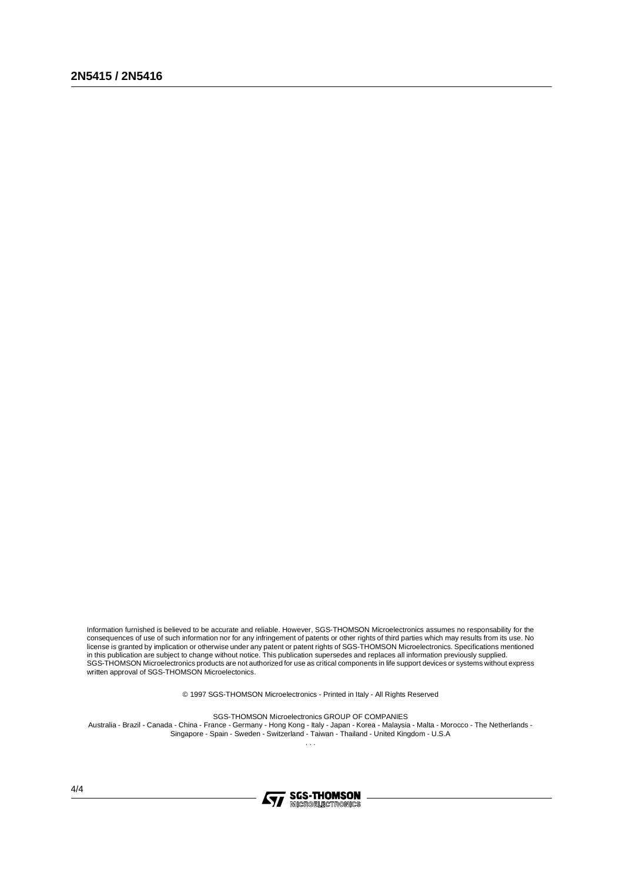Information furnished is believed to be accurate and reliable. However, SGS-THOMSON Microelectronics assumes no responsability for the consequences of use of such information nor for any infringement of patents or other rights of third parties which may results from its use. No license is granted by implication or otherwise under any patent or patent rights of SGS-THOMSON Microelectronics. Specifications mentioned in this publication are subject to change without notice. This publication supersedes and replaces all information previously supplied. SGS-THOMSON Microelectronics products are not authorized for use as critical components in life support devices or systems without express written approval of SGS-THOMSON Microelectonics.

© 1997 SGS-THOMSON Microelectronics - Printed in Italy - All Rights Reserved

SGS-THOMSON Microelectronics GROUP OF COMPANIES

Australia - Brazil - Canada - China - France - Germany - Hong Kong - Italy - Japan - Korea - Malaysia - Malta - Morocco - The Netherlands - Singapore - Spain - Sweden - Switzerland - Taiwan - Thailand - United Kingdom - U.S.A

. . .